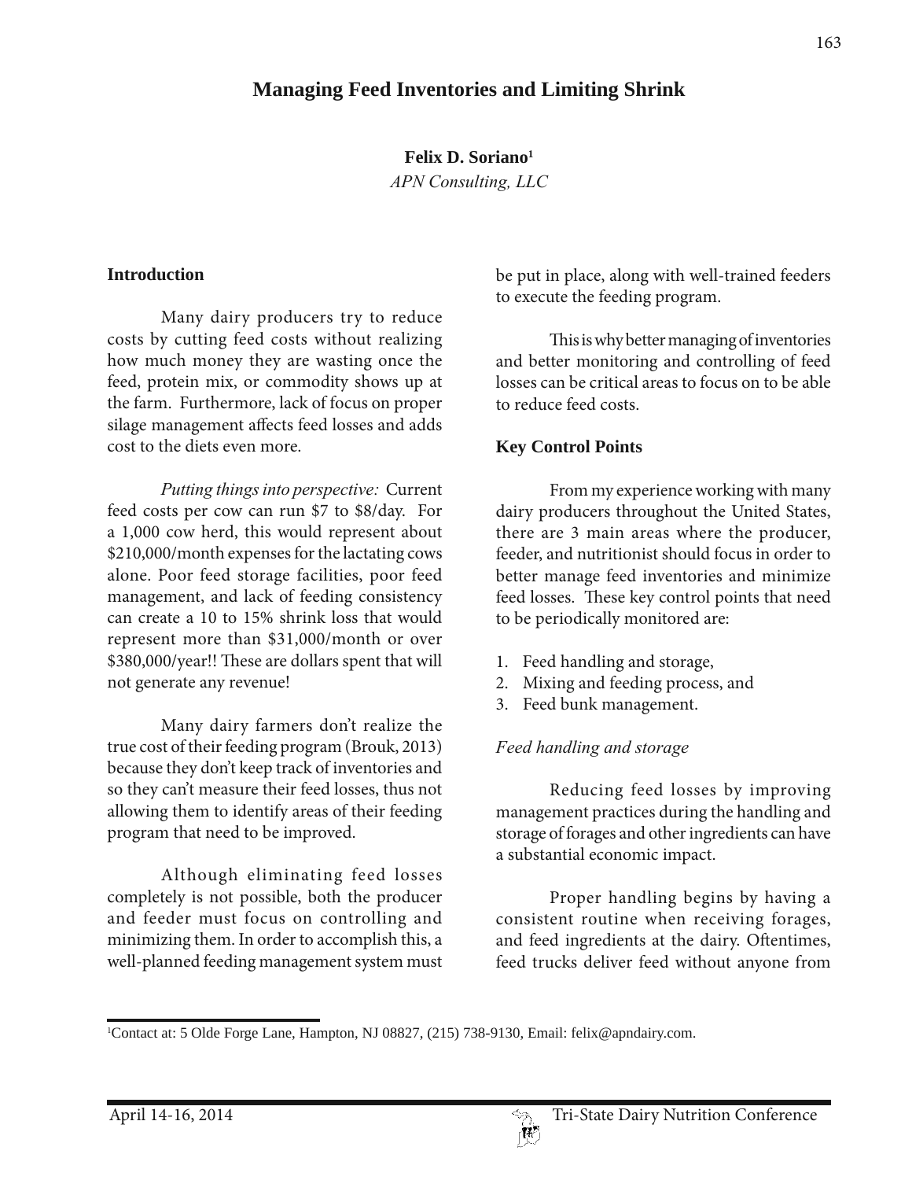# Managing Feed Inventories and Limiting Shrink

**Felix D. Soriano**[1]

*APN Consulting, LLC*

## Introduction

Many dairy producers try to reduce costs by cutting feed costs without realizing how much money they are wasting once the feed, protein mix, or commodity shows up at the farm. Furthermore, lack of focus on proper silage management affects feed losses and adds cost to the diets even more.

*Putting things into perspective:* Current feed costs per cow can run $7 to $8/day. For a 1,000 cow herd, this would represent about $210,000/month expenses for the lactating cows alone. Poor feed storage facilities, poor feed management, and lack of feeding consistency can create a 10 to 15% shrink loss that would represent more than $31,000/month or over $380,000/year!! These are dollars spent that will not generate any revenue!

Many dairy farmers don't realize the true cost of their feeding program (Brouk, 2013) because they don't keep track of inventories and so they can't measure their feed losses, thus not allowing them to identify areas of their feeding program that need to be improved.

Although eliminating feed losses completely is not possible, both the producer and feeder must focus on controlling and minimizing them. In order to accomplish this, a well-planned feeding management system must be put in place, along with well-trained feeders to execute the feeding program.

This is why better managing of inventories and better monitoring and controlling of feed losses can be critical areas to focus on to be able to reduce feed costs.

## Key Control Points

From my experience working with many dairy producers throughout the United States, there are 3 main areas where the producer, feeder, and nutritionist should focus in order to better manage feed inventories and minimize feed losses. These key control points that need to be periodically monitored are:

1. Feed handling and storage,
2. Mixing and feeding process, and
3. Feed bunk management.

### *Feed handling and storage*

Reducing feed losses by improving management practices during the handling and storage of forages and other ingredients can have a substantial economic impact.

Proper handling begins by having a consistent routine when receiving forages, and feed ingredients at the dairy. Oftentimes, feed trucks deliver feed without anyone from

---

[1]Contact at: 5 Olde Forge Lane, Hampton, NJ 08827, (215) 738-9130, Email: felix@apndairy.com.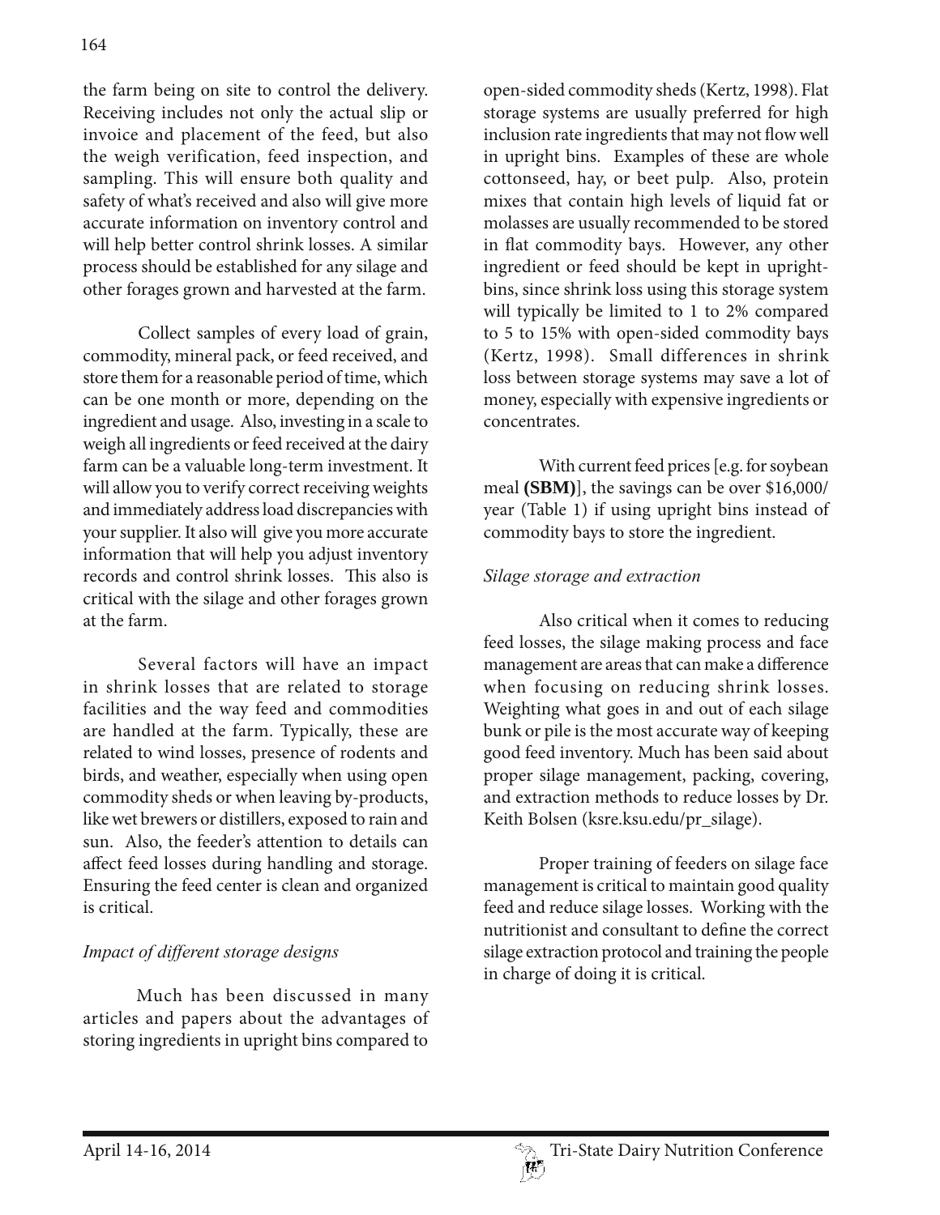the farm being on site to control the delivery. Receiving includes not only the actual slip or invoice and placement of the feed, but also the weigh verification, feed inspection, and sampling. This will ensure both quality and safety of what's received and also will give more accurate information on inventory control and will help better control shrink losses. A similar process should be established for any silage and other forages grown and harvested at the farm.

Collect samples of every load of grain, commodity, mineral pack, or feed received, and store them for a reasonable period of time, which can be one month or more, depending on the ingredient and usage. Also, investing in a scale to weigh all ingredients or feed received at the dairy farm can be a valuable long-term investment. It will allow you to verify correct receiving weights and immediately address load discrepancies with your supplier. It also will give you more accurate information that will help you adjust inventory records and control shrink losses. This also is critical with the silage and other forages grown at the farm.

Several factors will have an impact in shrink losses that are related to storage facilities and the way feed and commodities are handled at the farm. Typically, these are related to wind losses, presence of rodents and birds, and weather, especially when using open commodity sheds or when leaving by-products, like wet brewers or distillers, exposed to rain and sun. Also, the feeder's attention to details can affect feed losses during handling and storage. Ensuring the feed center is clean and organized is critical.

*Impact of different storage designs*

Much has been discussed in many articles and papers about the advantages of storing ingredients in upright bins compared to open-sided commodity sheds (Kertz, 1998). Flat storage systems are usually preferred for high inclusion rate ingredients that may not flow well in upright bins. Examples of these are whole cottonseed, hay, or beet pulp. Also, protein mixes that contain high levels of liquid fat or molasses are usually recommended to be stored in flat commodity bays. However, any other ingredient or feed should be kept in upright-bins, since shrink loss using this storage system will typically be limited to 1 to 2% compared to 5 to 15% with open-sided commodity bays (Kertz, 1998). Small differences in shrink loss between storage systems may save a lot of money, especially with expensive ingredients or concentrates.

With current feed prices [e.g. for soybean meal **(SBM)**], the savings can be over $16,000/year (Table 1) if using upright bins instead of commodity bays to store the ingredient.

*Silage storage and extraction*

Also critical when it comes to reducing feed losses, the silage making process and face management are areas that can make a difference when focusing on reducing shrink losses. Weighting what goes in and out of each silage bunk or pile is the most accurate way of keeping good feed inventory. Much has been said about proper silage management, packing, covering, and extraction methods to reduce losses by Dr. Keith Bolsen (ksre.ksu.edu/pr_silage).

Proper training of feeders on silage face management is critical to maintain good quality feed and reduce silage losses. Working with the nutritionist and consultant to define the correct silage extraction protocol and training the people in charge of doing it is critical.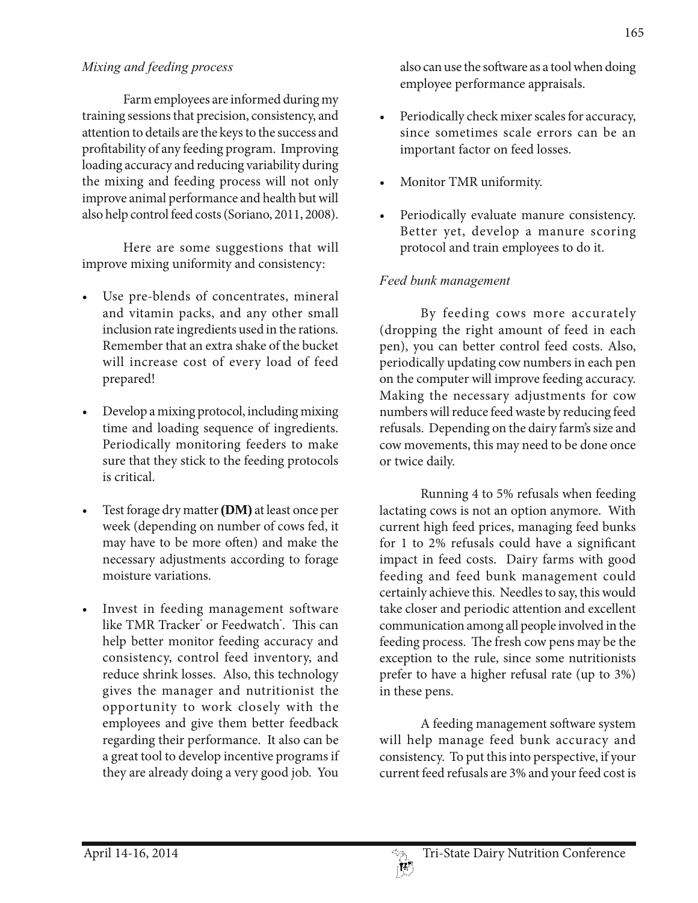*Mixing and feeding process*

Farm employees are informed during my training sessions that precision, consistency, and attention to details are the keys to the success and profitability of any feeding program. Improving loading accuracy and reducing variability during the mixing and feeding process will not only improve animal performance and health but will also help control feed costs (Soriano, 2011, 2008).

Here are some suggestions that will improve mixing uniformity and consistency:

- Use pre-blends of concentrates, mineral and vitamin packs, and any other small inclusion rate ingredients used in the rations. Remember that an extra shake of the bucket will increase cost of every load of feed prepared!
- Develop a mixing protocol, including mixing time and loading sequence of ingredients. Periodically monitoring feeders to make sure that they stick to the feeding protocols is critical.
- Test forage dry matter **(DM)** at least once per week (depending on number of cows fed, it may have to be more often) and make the necessary adjustments according to forage moisture variations.
- Invest in feeding management software like TMR Tracker® or Feedwatch®. This can help better monitor feeding accuracy and consistency, control feed inventory, and reduce shrink losses. Also, this technology gives the manager and nutritionist the opportunity to work closely with the employees and give them better feedback regarding their performance. It also can be a great tool to develop incentive programs if they are already doing a very good job. You also can use the software as a tool when doing employee performance appraisals.
- Periodically check mixer scales for accuracy, since sometimes scale errors can be an important factor on feed losses.
- Monitor TMR uniformity.
- Periodically evaluate manure consistency. Better yet, develop a manure scoring protocol and train employees to do it.

*Feed bunk management*

By feeding cows more accurately (dropping the right amount of feed in each pen), you can better control feed costs. Also, periodically updating cow numbers in each pen on the computer will improve feeding accuracy. Making the necessary adjustments for cow numbers will reduce feed waste by reducing feed refusals. Depending on the dairy farm's size and cow movements, this may need to be done once or twice daily.

Running 4 to 5% refusals when feeding lactating cows is not an option anymore. With current high feed prices, managing feed bunks for 1 to 2% refusals could have a significant impact in feed costs. Dairy farms with good feeding and feed bunk management could certainly achieve this. Needles to say, this would take closer and periodic attention and excellent communication among all people involved in the feeding process. The fresh cow pens may be the exception to the rule, since some nutritionists prefer to have a higher refusal rate (up to 3%) in these pens.

A feeding management software system will help manage feed bunk accuracy and consistency. To put this into perspective, if your current feed refusals are 3% and your feed cost is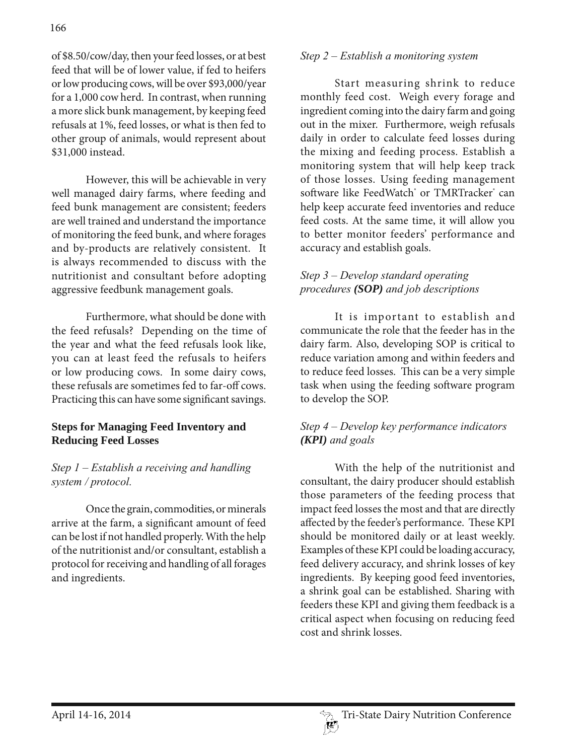of $8.50/cow/day, then your feed losses, or at best feed that will be of lower value, if fed to heifers or low producing cows, will be over $93,000/year for a 1,000 cow herd. In contrast, when running a more slick bunk management, by keeping feed refusals at 1%, feed losses, or what is then fed to other group of animals, would represent about $31,000 instead.

However, this will be achievable in very well managed dairy farms, where feeding and feed bunk management are consistent; feeders are well trained and understand the importance of monitoring the feed bunk, and where forages and by-products are relatively consistent. It is always recommended to discuss with the nutritionist and consultant before adopting aggressive feedbunk management goals.

Furthermore, what should be done with the feed refusals? Depending on the time of the year and what the feed refusals look like, you can at least feed the refusals to heifers or low producing cows. In some dairy cows, these refusals are sometimes fed to far-off cows. Practicing this can have some significant savings.

## Steps for Managing Feed Inventory and Reducing Feed Losses

*Step 1 – Establish a receiving and handling system / protocol.*

Once the grain, commodities, or minerals arrive at the farm, a significant amount of feed can be lost if not handled properly. With the help of the nutritionist and/or consultant, establish a protocol for receiving and handling of all forages and ingredients.

*Step 2 – Establish a monitoring system*

Start measuring shrink to reduce monthly feed cost. Weigh every forage and ingredient coming into the dairy farm and going out in the mixer. Furthermore, weigh refusals daily in order to calculate feed losses during the mixing and feeding process. Establish a monitoring system that will help keep track of those losses. Using feeding management software like FeedWatch® or TMRTracker® can help keep accurate feed inventories and reduce feed costs. At the same time, it will allow you to better monitor feeders' performance and accuracy and establish goals.

*Step 3 – Develop standard operating procedures* ***(SOP)*** *and job descriptions*

It is important to establish and communicate the role that the feeder has in the dairy farm. Also, developing SOP is critical to reduce variation among and within feeders and to reduce feed losses. This can be a very simple task when using the feeding software program to develop the SOP.

*Step 4 – Develop key performance indicators* ***(KPI)*** *and goals*

With the help of the nutritionist and consultant, the dairy producer should establish those parameters of the feeding process that impact feed losses the most and that are directly affected by the feeder's performance. These KPI should be monitored daily or at least weekly. Examples of these KPI could be loading accuracy, feed delivery accuracy, and shrink losses of key ingredients. By keeping good feed inventories, a shrink goal can be established. Sharing with feeders these KPI and giving them feedback is a critical aspect when focusing on reducing feed cost and shrink losses.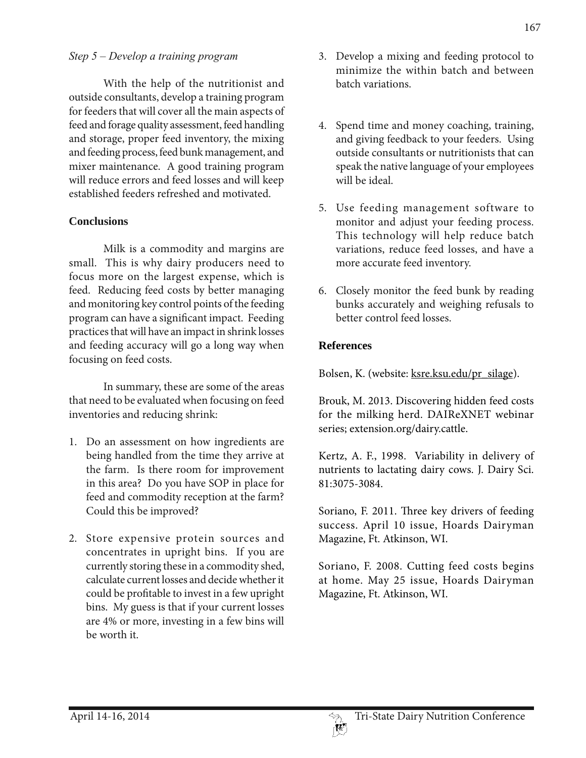*Step 5 – Develop a training program*

With the help of the nutritionist and outside consultants, develop a training program for feeders that will cover all the main aspects of feed and forage quality assessment, feed handling and storage, proper feed inventory, the mixing and feeding process, feed bunk management, and mixer maintenance. A good training program will reduce errors and feed losses and will keep established feeders refreshed and motivated.

## Conclusions

Milk is a commodity and margins are small. This is why dairy producers need to focus more on the largest expense, which is feed. Reducing feed costs by better managing and monitoring key control points of the feeding program can have a significant impact. Feeding practices that will have an impact in shrink losses and feeding accuracy will go a long way when focusing on feed costs.

In summary, these are some of the areas that need to be evaluated when focusing on feed inventories and reducing shrink:

1. Do an assessment on how ingredients are being handled from the time they arrive at the farm. Is there room for improvement in this area? Do you have SOP in place for feed and commodity reception at the farm? Could this be improved?

2. Store expensive protein sources and concentrates in upright bins. If you are currently storing these in a commodity shed, calculate current losses and decide whether it could be profitable to invest in a few upright bins. My guess is that if your current losses are 4% or more, investing in a few bins will be worth it.

3. Develop a mixing and feeding protocol to minimize the within batch and between batch variations.

4. Spend time and money coaching, training, and giving feedback to your feeders. Using outside consultants or nutritionists that can speak the native language of your employees will be ideal.

5. Use feeding management software to monitor and adjust your feeding process. This technology will help reduce batch variations, reduce feed losses, and have a more accurate feed inventory.

6. Closely monitor the feed bunk by reading bunks accurately and weighing refusals to better control feed losses.

## References

Bolsen, K. (website: ksre.ksu.edu/pr_silage).

Brouk, M. 2013. Discovering hidden feed costs for the milking herd. DAIReXNET webinar series; extension.org/dairy.cattle.

Kertz, A. F., 1998. Variability in delivery of nutrients to lactating dairy cows. J. Dairy Sci. 81:3075-3084.

Soriano, F. 2011. Three key drivers of feeding success. April 10 issue, Hoards Dairyman Magazine, Ft. Atkinson, WI.

Soriano, F. 2008. Cutting feed costs begins at home. May 25 issue, Hoards Dairyman Magazine, Ft. Atkinson, WI.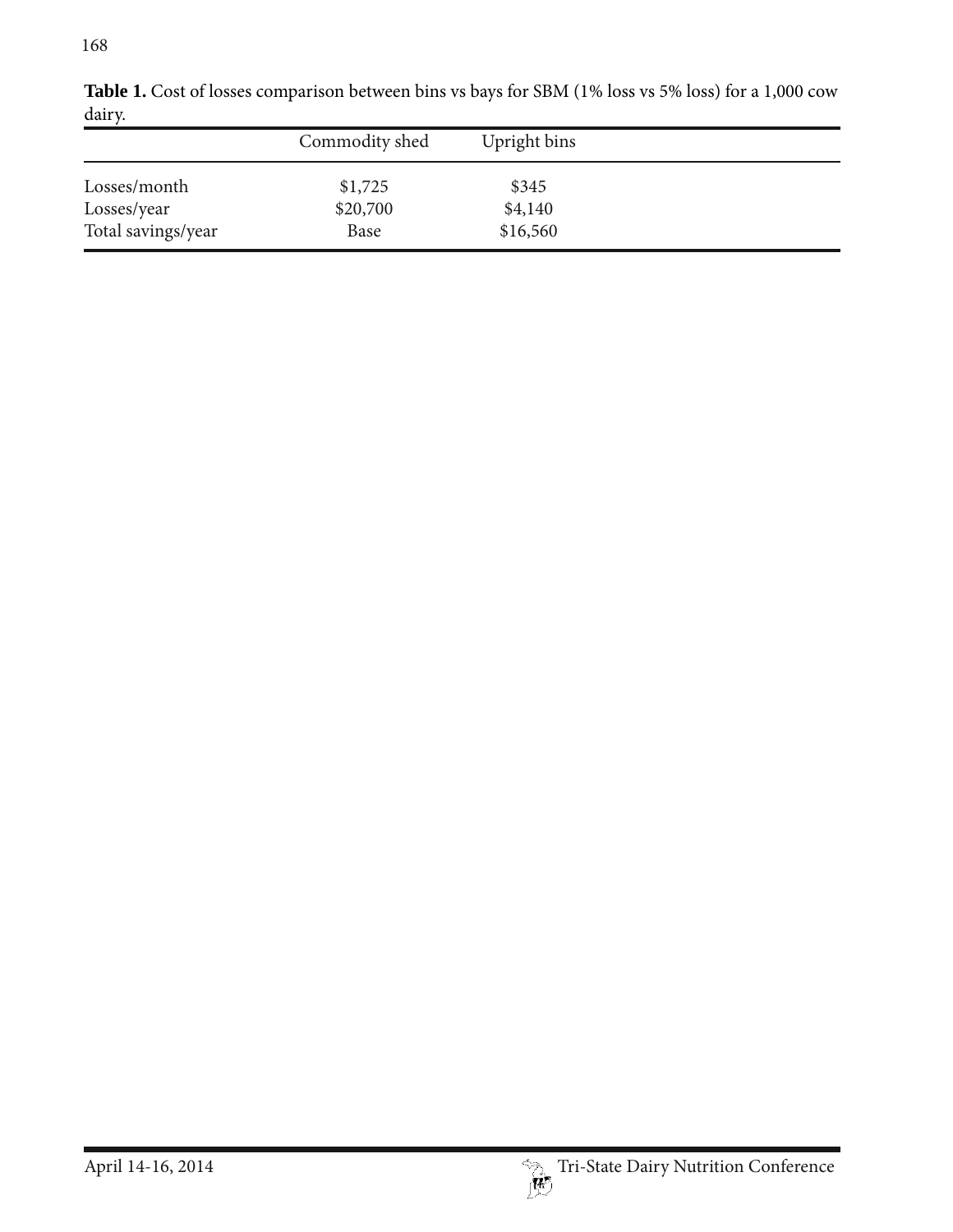**Table 1.** Cost of losses comparison between bins vs bays for SBM (1% loss vs 5% loss) for a 1,000 cow dairy.

| | Commodity shed | Upright bins |
|---|---|---|
| Losses/month | $1,725 | $345 |
| Losses/year | $20,700 | $4,140 |
| Total savings/year | Base | $16,560 |